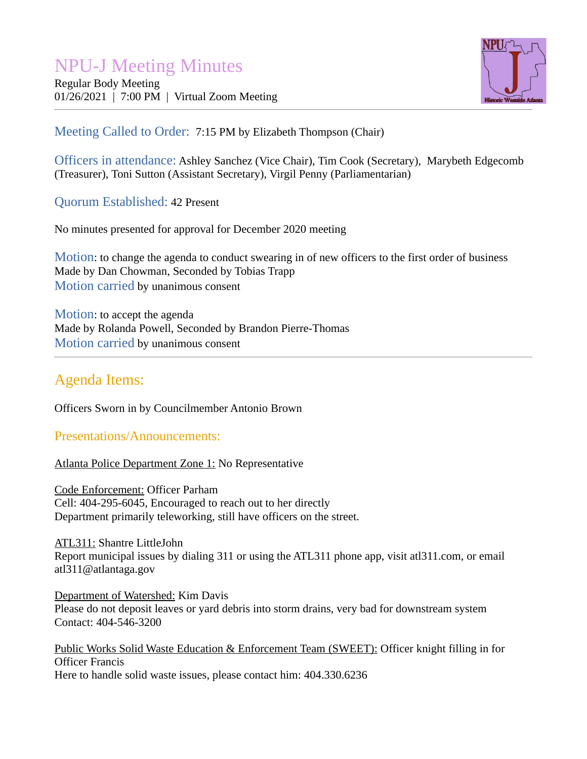# NPU-J Meeting Minutes

Regular Body Meeting
01/26/2021 | 7:00 PM | Virtual Zoom Meeting

---

**Meeting Called to Order:** 7:15 PM by Elizabeth Thompson (Chair)

**Officers in attendance:** Ashley Sanchez (Vice Chair), Tim Cook (Secretary), Marybeth Edgecomb (Treasurer), Toni Sutton (Assistant Secretary), Virgil Penny (Parliamentarian)

**Quorum Established:** 42 Present

No minutes presented for approval for December 2020 meeting

**Motion**: to change the agenda to conduct swearing in of new officers to the first order of business
Made by Dan Chowman, Seconded by Tobias Trapp
**Motion carried** by unanimous consent

**Motion**: to accept the agenda
Made by Rolanda Powell, Seconded by Brandon Pierre-Thomas
**Motion carried** by unanimous consent

---

## Agenda Items:

Officers Sworn in by Councilmember Antonio Brown

### Presentations/Announcements:

Atlanta Police Department Zone 1: No Representative

Code Enforcement: Officer Parham
Cell: 404-295-6045, Encouraged to reach out to her directly
Department primarily teleworking, still have officers on the street.

ATL311: Shantre LittleJohn
Report municipal issues by dialing 311 or using the ATL311 phone app, visit atl311.com, or email atl311@atlantaga.gov

Department of Watershed: Kim Davis
Please do not deposit leaves or yard debris into storm drains, very bad for downstream system
Contact: 404-546-3200

Public Works Solid Waste Education & Enforcement Team (SWEET): Officer knight filling in for Officer Francis
Here to handle solid waste issues, please contact him: 404.330.6236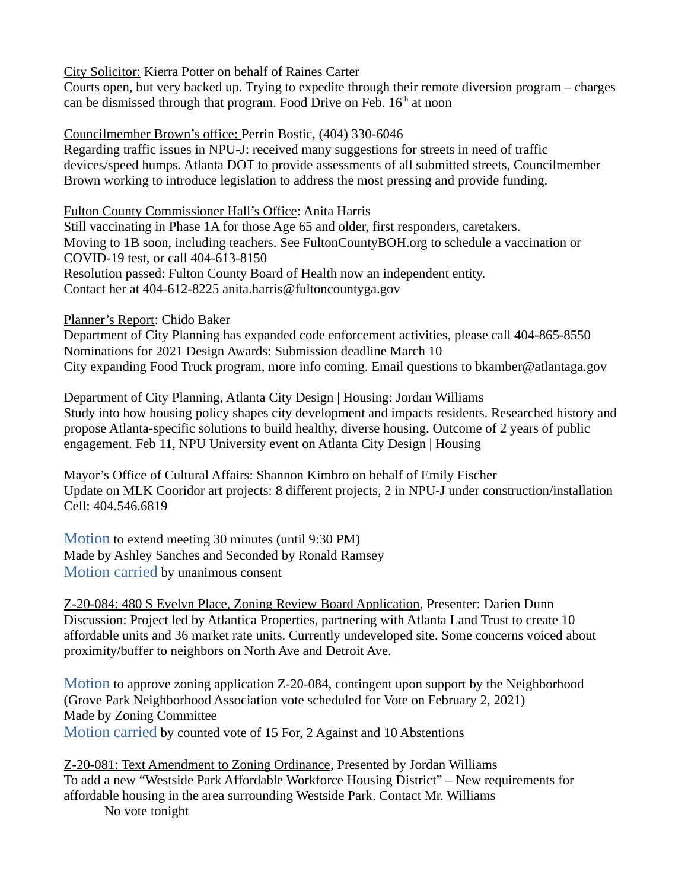City Solicitor: Kierra Potter on behalf of Raines Carter
Courts open, but very backed up. Trying to expedite through their remote diversion program – charges can be dismissed through that program. Food Drive on Feb. 16th at noon

Councilmember Brown's office: Perrin Bostic, (404) 330-6046
Regarding traffic issues in NPU-J: received many suggestions for streets in need of traffic devices/speed humps. Atlanta DOT to provide assessments of all submitted streets, Councilmember Brown working to introduce legislation to address the most pressing and provide funding.

Fulton County Commissioner Hall's Office: Anita Harris
Still vaccinating in Phase 1A for those Age 65 and older, first responders, caretakers.
Moving to 1B soon, including teachers. See FultonCountyBOH.org to schedule a vaccination or COVID-19 test, or call 404-613-8150
Resolution passed: Fulton County Board of Health now an independent entity.
Contact her at 404-612-8225 anita.harris@fultoncountyga.gov

Planner's Report: Chido Baker
Department of City Planning has expanded code enforcement activities, please call 404-865-8550
Nominations for 2021 Design Awards: Submission deadline March 10
City expanding Food Truck program, more info coming. Email questions to bkamber@atlantaga.gov

Department of City Planning, Atlanta City Design | Housing: Jordan Williams
Study into how housing policy shapes city development and impacts residents. Researched history and propose Atlanta-specific solutions to build healthy, diverse housing. Outcome of 2 years of public engagement. Feb 11, NPU University event on Atlanta City Design | Housing

Mayor's Office of Cultural Affairs: Shannon Kimbro on behalf of Emily Fischer
Update on MLK Cooridor art projects: 8 different projects, 2 in NPU-J under construction/installation
Cell: 404.546.6819

Motion to extend meeting 30 minutes (until 9:30 PM)
Made by Ashley Sanches and Seconded by Ronald Ramsey
Motion carried by unanimous consent

Z-20-084: 480 S Evelyn Place, Zoning Review Board Application, Presenter: Darien Dunn
Discussion: Project led by Atlantica Properties, partnering with Atlanta Land Trust to create 10 affordable units and 36 market rate units. Currently undeveloped site. Some concerns voiced about proximity/buffer to neighbors on North Ave and Detroit Ave.

Motion to approve zoning application Z-20-084, contingent upon support by the Neighborhood (Grove Park Neighborhood Association vote scheduled for Vote on February 2, 2021)
Made by Zoning Committee
Motion carried by counted vote of 15 For, 2 Against and 10 Abstentions

Z-20-081: Text Amendment to Zoning Ordinance, Presented by Jordan Williams
To add a new "Westside Park Affordable Workforce Housing District" – New requirements for affordable housing in the area surrounding Westside Park. Contact Mr. Williams

No vote tonight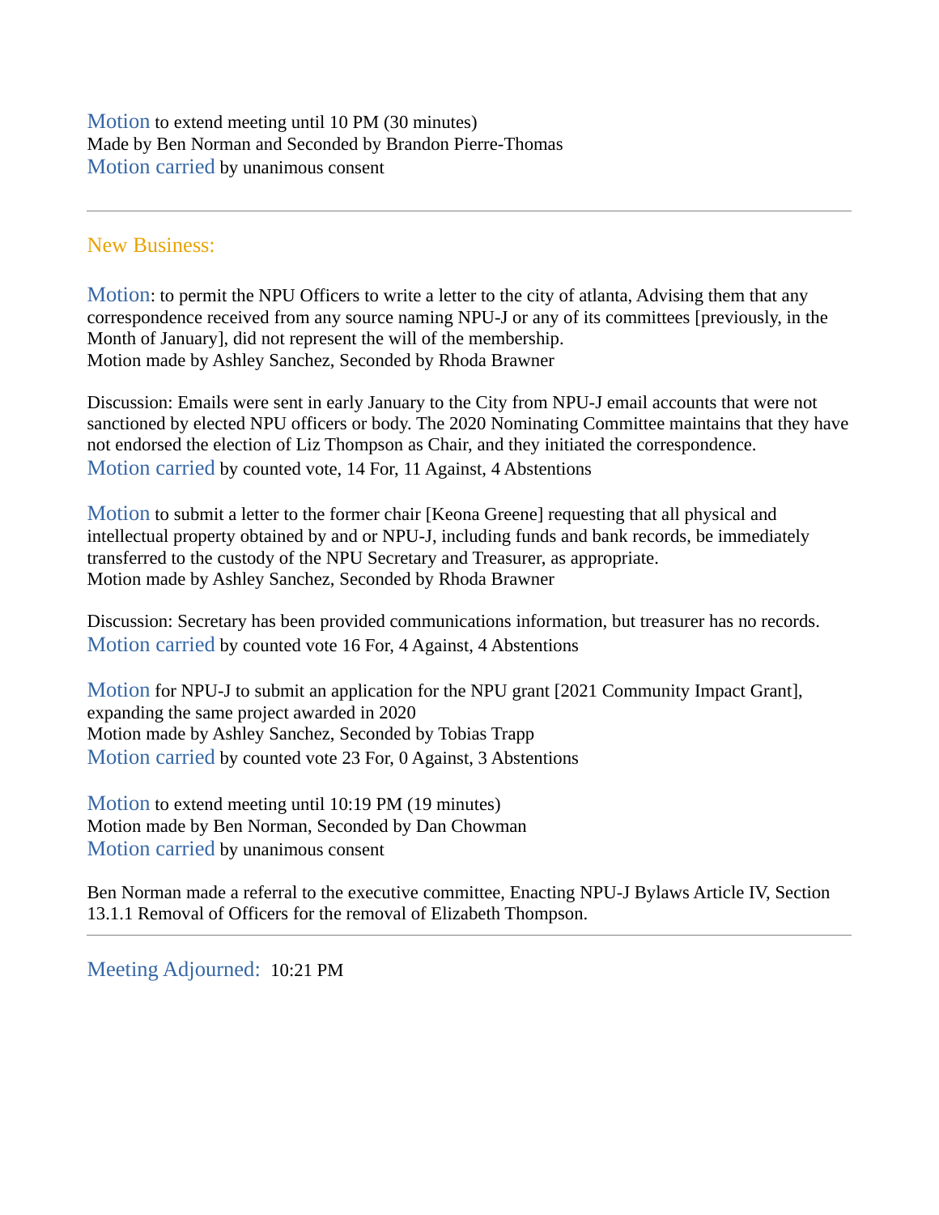Motion to extend meeting until 10 PM (30 minutes)
Made by Ben Norman and Seconded by Brandon Pierre-Thomas
Motion carried by unanimous consent

---

## New Business:

Motion: to permit the NPU Officers to write a letter to the city of atlanta, Advising them that any correspondence received from any source naming NPU-J or any of its committees [previously, in the Month of January], did not represent the will of the membership.
Motion made by Ashley Sanchez, Seconded by Rhoda Brawner

Discussion: Emails were sent in early January to the City from NPU-J email accounts that were not sanctioned by elected NPU officers or body. The 2020 Nominating Committee maintains that they have not endorsed the election of Liz Thompson as Chair, and they initiated the correspondence.
Motion carried by counted vote, 14 For, 11 Against, 4 Abstentions

Motion to submit a letter to the former chair [Keona Greene] requesting that all physical and intellectual property obtained by and or NPU-J, including funds and bank records, be immediately transferred to the custody of the NPU Secretary and Treasurer, as appropriate.
Motion made by Ashley Sanchez, Seconded by Rhoda Brawner

Discussion: Secretary has been provided communications information, but treasurer has no records.
Motion carried by counted vote 16 For, 4 Against, 4 Abstentions

Motion for NPU-J to submit an application for the NPU grant [2021 Community Impact Grant], expanding the same project awarded in 2020
Motion made by Ashley Sanchez, Seconded by Tobias Trapp
Motion carried by counted vote 23 For, 0 Against, 3 Abstentions

Motion to extend meeting until 10:19 PM (19 minutes)
Motion made by Ben Norman, Seconded by Dan Chowman
Motion carried by unanimous consent

Ben Norman made a referral to the executive committee, Enacting NPU-J Bylaws Article IV, Section 13.1.1 Removal of Officers for the removal of Elizabeth Thompson.

---

Meeting Adjourned: 10:21 PM